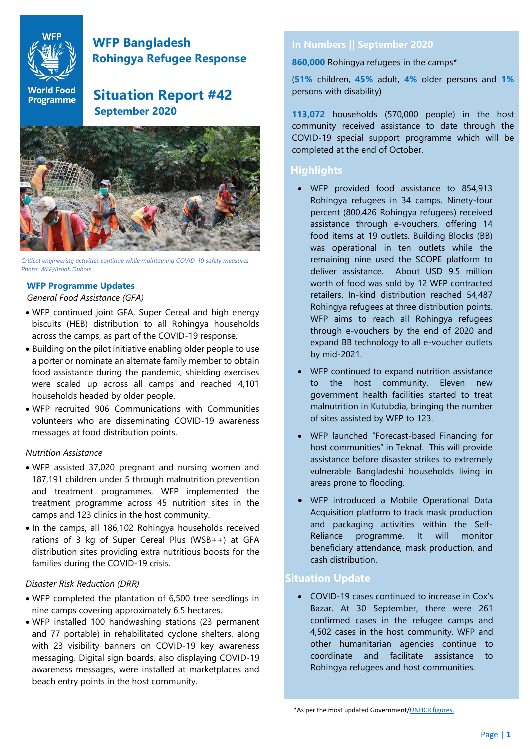# WFP Bangladesh
## Rohingya Refugee Response

# Situation Report #42
## September 2020

*Critical engineering activities continue while maintaining COVID-19 safety measures*
*Photo: WFP/Brook Dubois*

## In Numbers || September 2020

**860,000** Rohingya refugees in the camps*

(**51%** children, **45%** adult, **4%** older persons and **1%** persons with disability)

**113,072** households (570,000 people) in the host community received assistance to date through the COVID-19 special support programme which will be completed at the end of October.

## Highlights

- WFP provided food assistance to 854,913 Rohingya refugees in 34 camps. Ninety-four percent (800,426 Rohingya refugees) received assistance through e-vouchers, offering 14 food items at 19 outlets. Building Blocks (BB) was operational in ten outlets while the remaining nine used the SCOPE platform to deliver assistance. About USD 9.5 million worth of food was sold by 12 WFP contracted retailers. In-kind distribution reached 54,487 Rohingya refugees at three distribution points. WFP aims to reach all Rohingya refugees through e-vouchers by the end of 2020 and expand BB technology to all e-voucher outlets by mid-2021.
- WFP continued to expand nutrition assistance to the host community. Eleven new government health facilities started to treat malnutrition in Kutubdia, bringing the number of sites assisted by WFP to 123.
- WFP launched "Forecast-based Financing for host communities" in Teknaf. This will provide assistance before disaster strikes to extremely vulnerable Bangladeshi households living in areas prone to flooding.
- WFP introduced a Mobile Operational Data Acquisition platform to track mask production and packaging activities within the Self-Reliance programme. It will monitor beneficiary attendance, mask production, and cash distribution.

## Situation Update

- COVID-19 cases continued to increase in Cox's Bazar. At 30 September, there were 261 confirmed cases in the refugee camps and 4,502 cases in the host community. WFP and other humanitarian agencies continue to coordinate and facilitate assistance to Rohingya refugees and host communities.

*As per the most updated Government/UNHCR figures.

## WFP Programme Updates

*General Food Assistance (GFA)*

- WFP continued joint GFA, Super Cereal and high energy biscuits (HEB) distribution to all Rohingya households across the camps, as part of the COVID-19 response.
- Building on the pilot initiative enabling older people to use a porter or nominate an alternate family member to obtain food assistance during the pandemic, shielding exercises were scaled up across all camps and reached 4,101 households headed by older people.
- WFP recruited 906 Communications with Communities volunteers who are disseminating COVID-19 awareness messages at food distribution points.

*Nutrition Assistance*

- WFP assisted 37,020 pregnant and nursing women and 187,191 children under 5 through malnutrition prevention and treatment programmes. WFP implemented the treatment programme across 45 nutrition sites in the camps and 123 clinics in the host community.
- In the camps, all 186,102 Rohingya households received rations of 3 kg of Super Cereal Plus (WSB++) at GFA distribution sites providing extra nutritious boosts for the families during the COVID-19 crisis.

*Disaster Risk Reduction (DRR)*

- WFP completed the plantation of 6,500 tree seedlings in nine camps covering approximately 6.5 hectares.
- WFP installed 100 handwashing stations (23 permanent and 77 portable) in rehabilitated cyclone shelters, along with 23 visibility banners on COVID-19 key awareness messaging. Digital sign boards, also displaying COVID-19 awareness messages, were installed at marketplaces and beach entry points in the host community.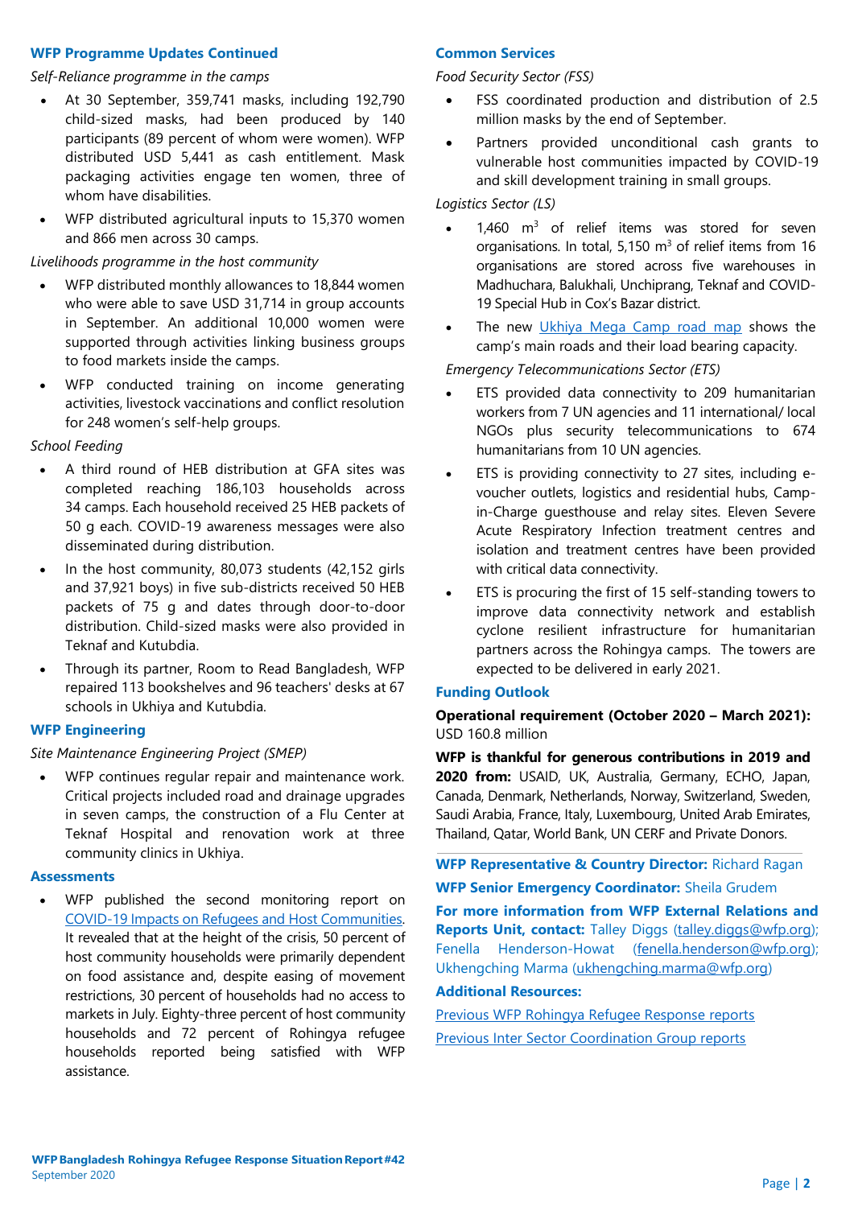## WFP Programme Updates Continued

*Self-Reliance programme in the camps*

- At 30 September, 359,741 masks, including 192,790 child-sized masks, had been produced by 140 participants (89 percent of whom were women). WFP distributed USD 5,441 as cash entitlement. Mask packaging activities engage ten women, three of whom have disabilities.
- WFP distributed agricultural inputs to 15,370 women and 866 men across 30 camps.

*Livelihoods programme in the host community*

- WFP distributed monthly allowances to 18,844 women who were able to save USD 31,714 in group accounts in September. An additional 10,000 women were supported through activities linking business groups to food markets inside the camps.
- WFP conducted training on income generating activities, livestock vaccinations and conflict resolution for 248 women's self-help groups.

*School Feeding*

- A third round of HEB distribution at GFA sites was completed reaching 186,103 households across 34 camps. Each household received 25 HEB packets of 50 g each. COVID-19 awareness messages were also disseminated during distribution.
- In the host community, 80,073 students (42,152 girls and 37,921 boys) in five sub-districts received 50 HEB packets of 75 g and dates through door-to-door distribution. Child-sized masks were also provided in Teknaf and Kutubdia.
- Through its partner, Room to Read Bangladesh, WFP repaired 113 bookshelves and 96 teachers' desks at 67 schools in Ukhiya and Kutubdia.

## WFP Engineering

*Site Maintenance Engineering Project (SMEP)*

- WFP continues regular repair and maintenance work. Critical projects included road and drainage upgrades in seven camps, the construction of a Flu Center at Teknaf Hospital and renovation work at three community clinics in Ukhiya.

## Assessments

- WFP published the second monitoring report on COVID-19 Impacts on Refugees and Host Communities. It revealed that at the height of the crisis, 50 percent of host community households were primarily dependent on food assistance and, despite easing of movement restrictions, 30 percent of households had no access to markets in July. Eighty-three percent of host community households and 72 percent of Rohingya refugee households reported being satisfied with WFP assistance.

## Common Services

*Food Security Sector (FSS)*

- FSS coordinated production and distribution of 2.5 million masks by the end of September.
- Partners provided unconditional cash grants to vulnerable host communities impacted by COVID-19 and skill development training in small groups.

*Logistics Sector (LS)*

- 1,460 $m^3$ of relief items was stored for seven organisations. In total, 5,150 $m^3$ of relief items from 16 organisations are stored across five warehouses in Madhuchara, Balukhali, Unchiprang, Teknaf and COVID-19 Special Hub in Cox's Bazar district.
- The new Ukhiya Mega Camp road map shows the camp's main roads and their load bearing capacity.

*Emergency Telecommunications Sector (ETS)*

- ETS provided data connectivity to 209 humanitarian workers from 7 UN agencies and 11 international/ local NGOs plus security telecommunications to 674 humanitarians from 10 UN agencies.
- ETS is providing connectivity to 27 sites, including e-voucher outlets, logistics and residential hubs, Camp-in-Charge guesthouse and relay sites. Eleven Severe Acute Respiratory Infection treatment centres and isolation and treatment centres have been provided with critical data connectivity.
- ETS is procuring the first of 15 self-standing towers to improve data connectivity network and establish cyclone resilient infrastructure for humanitarian partners across the Rohingya camps. The towers are expected to be delivered in early 2021.

## Funding Outlook

**Operational requirement (October 2020 – March 2021):** USD 160.8 million

**WFP is thankful for generous contributions in 2019 and 2020 from:** USAID, UK, Australia, Germany, ECHO, Japan, Canada, Denmark, Netherlands, Norway, Switzerland, Sweden, Saudi Arabia, France, Italy, Luxembourg, United Arab Emirates, Thailand, Qatar, World Bank, UN CERF and Private Donors.

---

**WFP Representative & Country Director:** Richard Ragan

**WFP Senior Emergency Coordinator:** Sheila Grudem

**For more information from WFP External Relations and Reports Unit, contact:** Talley Diggs (talley.diggs@wfp.org); Fenella Henderson-Howat (fenella.henderson@wfp.org); Ukhengching Marma (ukhengching.marma@wfp.org)

**Additional Resources:**

Previous WFP Rohingya Refugee Response reports

Previous Inter Sector Coordination Group reports